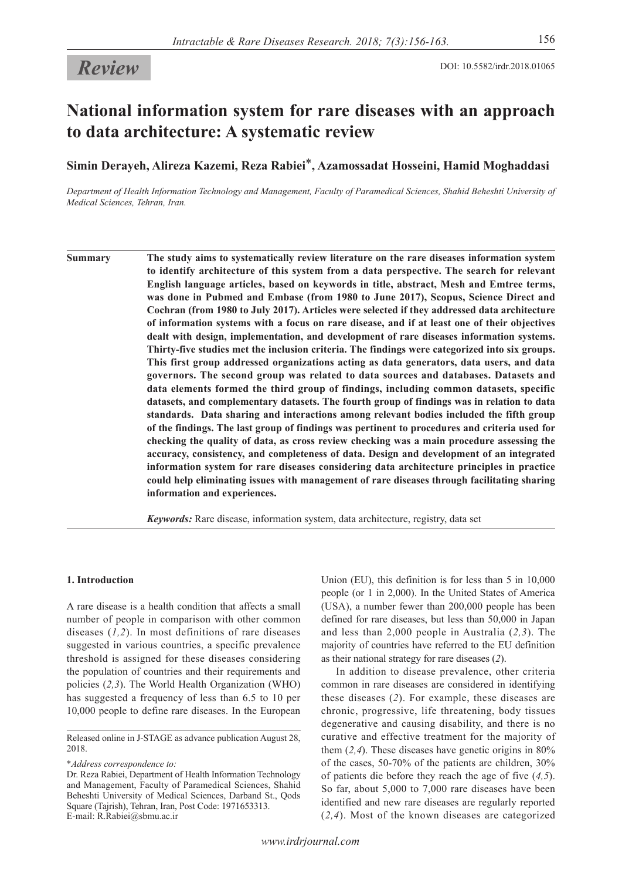*Review*

DOI: 10.5582/irdr.2018.01065

# National information system for rare diseases with an approach to data architecture: A systematic review

**Simin Derayeh, Alireza Kazemi, Reza Rabiei\*, Azamossadat Hosseini, Hamid Moghaddasi**

*Department of Health Information Technology and Management, Faculty of Paramedical Sciences, Shahid Beheshti University of Medical Sciences, Tehran, Iran.*

**Summary** **The study aims to systematically review literature on the rare diseases information system to identify architecture of this system from a data perspective. The search for relevant English language articles, based on keywords in title, abstract, Mesh and Emtree terms, was done in Pubmed and Embase (from 1980 to June 2017), Scopus, Science Direct and Cochran (from 1980 to July 2017). Articles were selected if they addressed data architecture of information systems with a focus on rare disease, and if at least one of their objectives dealt with design, implementation, and development of rare diseases information systems. Thirty-five studies met the inclusion criteria. The findings were categorized into six groups. This first group addressed organizations acting as data generators, data users, and data governors. The second group was related to data sources and databases. Datasets and data elements formed the third group of findings, including common datasets, specific datasets, and complementary datasets. The fourth group of findings was in relation to data standards. Data sharing and interactions among relevant bodies included the fifth group of the findings. The last group of findings was pertinent to procedures and criteria used for checking the quality of data, as cross review checking was a main procedure assessing the accuracy, consistency, and completeness of data. Design and development of an integrated information system for rare diseases considering data architecture principles in practice could help eliminating issues with management of rare diseases through facilitating sharing information and experiences.**

***Keywords:*** Rare disease, information system, data architecture, registry, data set

## 1. Introduction

A rare disease is a health condition that affects a small number of people in comparison with other common diseases (*1,2*). In most definitions of rare diseases suggested in various countries, a specific prevalence threshold is assigned for these diseases considering the population of countries and their requirements and policies (*2,3*). The World Health Organization (WHO) has suggested a frequency of less than 6.5 to 10 per 10,000 people to define rare diseases. In the European Union (EU), this definition is for less than 5 in 10,000 people (or 1 in 2,000). In the United States of America (USA), a number fewer than 200,000 people has been defined for rare diseases, but less than 50,000 in Japan and less than 2,000 people in Australia (*2,3*). The majority of countries have referred to the EU definition as their national strategy for rare diseases (*2*).

In addition to disease prevalence, other criteria common in rare diseases are considered in identifying these diseases (*2*). For example, these diseases are chronic, progressive, life threatening, body tissues degenerative and causing disability, and there is no curative and effective treatment for the majority of them (*2,4*). These diseases have genetic origins in 80% of the cases, 50-70% of the patients are children, 30% of patients die before they reach the age of five (*4,5*). So far, about 5,000 to 7,000 rare diseases have been identified and new rare diseases are regularly reported (*2,4*). Most of the known diseases are categorized

Released online in J-STAGE as advance publication August 28, 2018.

\**Address correspondence to:*
Dr. Reza Rabiei, Department of Health Information Technology and Management, Faculty of Paramedical Sciences, Shahid Beheshti University of Medical Sciences, Darband St., Qods Square (Tajrish), Tehran, Iran, Post Code: 1971653313.
E-mail: R.Rabiei@sbmu.ac.ir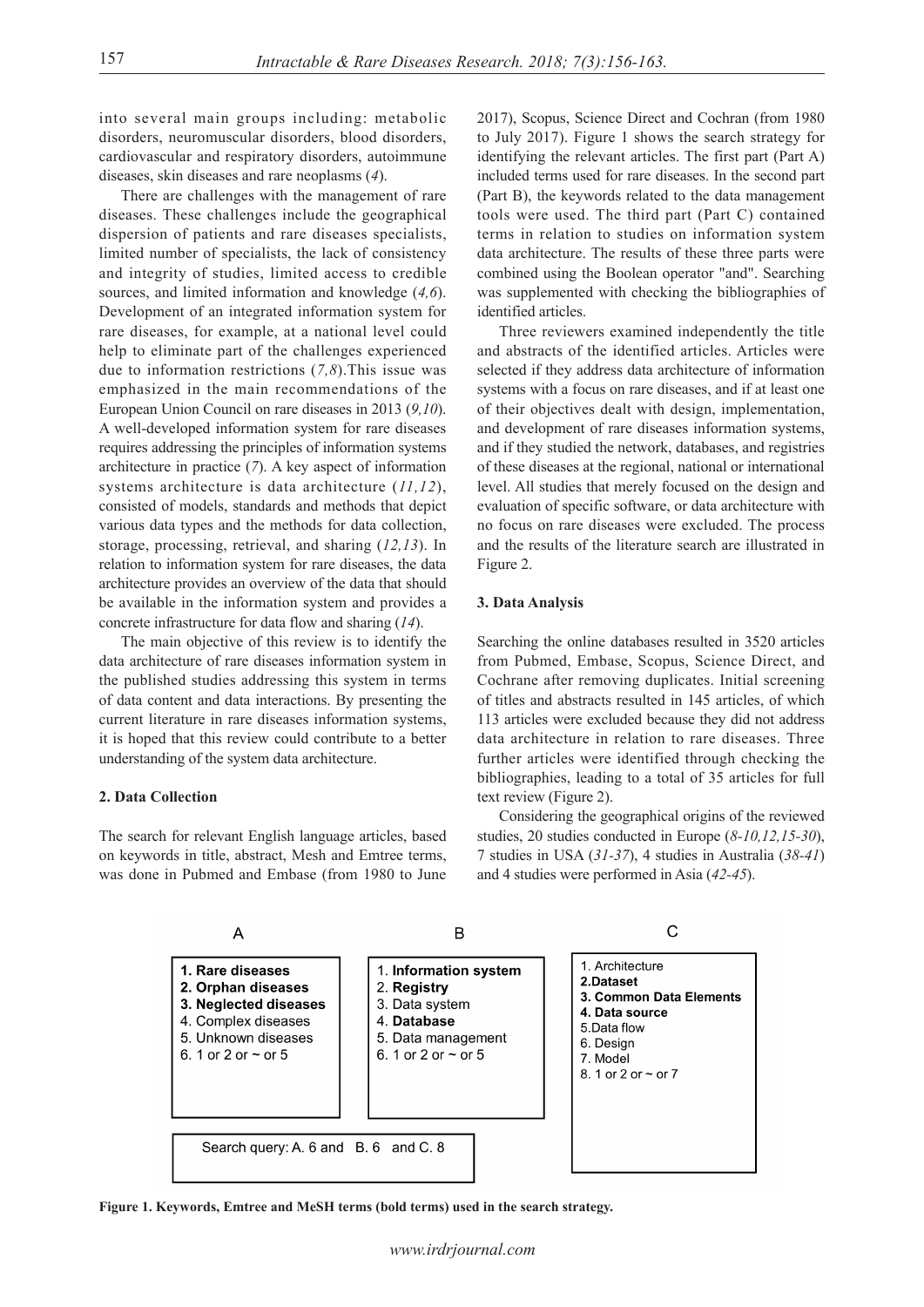into several main groups including: metabolic disorders, neuromuscular disorders, blood disorders, cardiovascular and respiratory disorders, autoimmune diseases, skin diseases and rare neoplasms (*4*).

There are challenges with the management of rare diseases. These challenges include the geographical dispersion of patients and rare diseases specialists, limited number of specialists, the lack of consistency and integrity of studies, limited access to credible sources, and limited information and knowledge (*4,6*). Development of an integrated information system for rare diseases, for example, at a national level could help to eliminate part of the challenges experienced due to information restrictions (*7,8*).This issue was emphasized in the main recommendations of the European Union Council on rare diseases in 2013 (*9,10*). A well-developed information system for rare diseases requires addressing the principles of information systems architecture in practice (*7*). A key aspect of information systems architecture is data architecture (*11,12*), consisted of models, standards and methods that depict various data types and the methods for data collection, storage, processing, retrieval, and sharing (*12,13*). In relation to information system for rare diseases, the data architecture provides an overview of the data that should be available in the information system and provides a concrete infrastructure for data flow and sharing (*14*).

The main objective of this review is to identify the data architecture of rare diseases information system in the published studies addressing this system in terms of data content and data interactions. By presenting the current literature in rare diseases information systems, it is hoped that this review could contribute to a better understanding of the system data architecture.

## 2. Data Collection

The search for relevant English language articles, based on keywords in title, abstract, Mesh and Emtree terms, was done in Pubmed and Embase (from 1980 to June 2017), Scopus, Science Direct and Cochran (from 1980 to July 2017). Figure 1 shows the search strategy for identifying the relevant articles. The first part (Part A) included terms used for rare diseases. In the second part (Part B), the keywords related to the data management tools were used. The third part (Part C) contained terms in relation to studies on information system data architecture. The results of these three parts were combined using the Boolean operator "and". Searching was supplemented with checking the bibliographies of identified articles.

Three reviewers examined independently the title and abstracts of the identified articles. Articles were selected if they address data architecture of information systems with a focus on rare diseases, and if at least one of their objectives dealt with design, implementation, and development of rare diseases information systems, and if they studied the network, databases, and registries of these diseases at the regional, national or international level. All studies that merely focused on the design and evaluation of specific software, or data architecture with no focus on rare diseases were excluded. The process and the results of the literature search are illustrated in Figure 2.

## 3. Data Analysis

Searching the online databases resulted in 3520 articles from Pubmed, Embase, Scopus, Science Direct, and Cochrane after removing duplicates. Initial screening of titles and abstracts resulted in 145 articles, of which 113 articles were excluded because they did not address data architecture in relation to rare diseases. Three further articles were identified through checking the bibliographies, leading to a total of 35 articles for full text review (Figure 2).

Considering the geographical origins of the reviewed studies, 20 studies conducted in Europe (*8-10,12,15-30*), 7 studies in USA (*31-37*), 4 studies in Australia (*38-41*) and 4 studies were performed in Asia (*42-45*).

| A | B | C |
|---|---|---|
| **1. Rare diseases** | 1. **Information system** | 1. Architecture |
| **2. Orphan diseases** | 2. **Registry** | **2.Dataset** |
| **3. Neglected diseases** | 3. Data system | **3. Common Data Elements** |
| 4. Complex diseases | 4. **Database** | **4. Data source** |
| 5. Unknown diseases | 5. Data management | 5.Data flow |
| 6. 1 or 2 or ~ or 5 | 6. 1 or 2 or ~ or 5 | 6. Design |
| | | 7. Model |
| | | 8. 1 or 2 or ~ or 7 |

Search query: A. 6 and B. 6 and C. 8

**Figure 1. Keywords, Emtree and MeSH terms (bold terms) used in the search strategy.**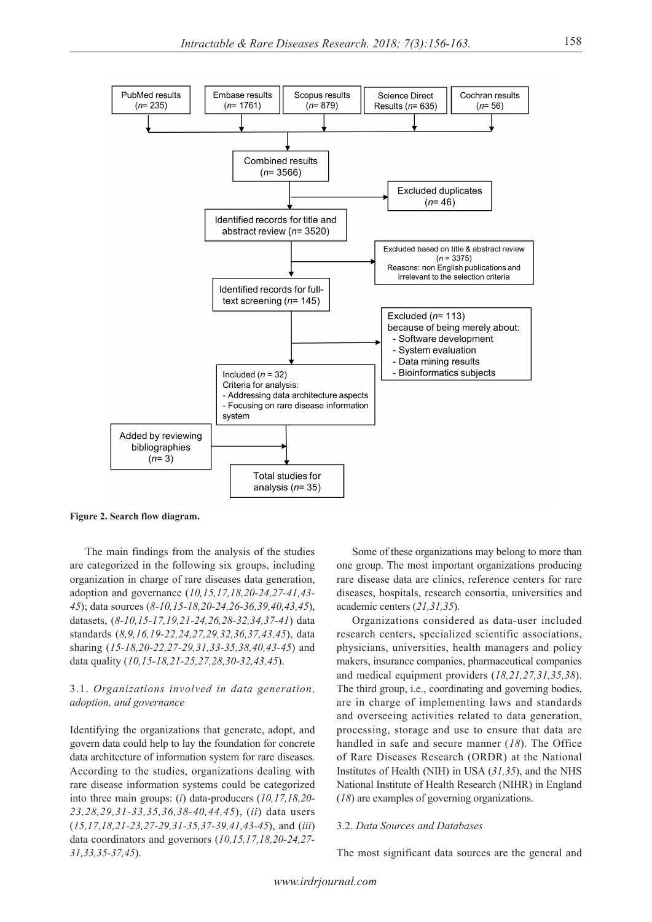PubMed results ($n$= 235) | Embase results ($n$= 1761) | Scopus results ($n$= 879) | Science Direct Results ($n$= 635) | Cochran results ($n$= 56)

Combined results ($n$= 3566)

Excluded duplicates ($n$= 46)

Identified records for title and abstract review ($n$= 3520)

Excluded based on title & abstract review ($n$ = 3375)
Reasons: non English publications and irrelevant to the selection criteria

Identified records for full-text screening ($n$= 145)

Excluded ($n$= 113)
because of being merely about:
- Software development
- System evaluation
- Data mining results
- Bioinformatics subjects

Included ($n$ = 32)
Criteria for analysis:
- Addressing data architecture aspects
- Focusing on rare disease information system

Added by reviewing bibliographies ($n$= 3)

Total studies for analysis ($n$= 35)

**Figure 2. Search flow diagram.**

The main findings from the analysis of the studies are categorized in the following six groups, including organization in charge of rare diseases data generation, adoption and governance (*10,15,17,18,20-24,27-41,43-45*); data sources (*8-10,15-18,20-24,26-36,39,40,43,45*), datasets, (*8-10,15-17,19,21-24,26,28-32,34,37-41*) data standards (*8,9,16,19-22,24,27,29,32,36,37,43,45*), data sharing (*15-18,20-22,27-29,31,33-35,38,40,43-45*) and data quality (*10,15-18,21-25,27,28,30-32,43,45*).

### 3.1. *Organizations involved in data generation, adoption, and governance*

Identifying the organizations that generate, adopt, and govern data could help to lay the foundation for concrete data architecture of information system for rare diseases. According to the studies, organizations dealing with rare disease information systems could be categorized into three main groups: (*i*) data-producers (*10,17,18,20-23,28,29,31-33,35,36,38-40,44,45*), (*ii*) data users (*15,17,18,21-23,27-29,31-35,37-39,41,43-45*), and (*iii*) data coordinators and governors (*10,15,17,18,20-24,27-31,33,35-37,45*).

Some of these organizations may belong to more than one group. The most important organizations producing rare disease data are clinics, reference centers for rare diseases, hospitals, research consortia, universities and academic centers (*21,31,35*).

Organizations considered as data-user included research centers, specialized scientific associations, physicians, universities, health managers and policy makers, insurance companies, pharmaceutical companies and medical equipment providers (*18,21,27,31,35,38*). The third group, i.e., coordinating and governing bodies, are in charge of implementing laws and standards and overseeing activities related to data generation, processing, storage and use to ensure that data are handled in safe and secure manner (*18*). The Office of Rare Diseases Research (ORDR) at the National Institutes of Health (NIH) in USA (*31,35*), and the NHS National Institute of Health Research (NIHR) in England (*18*) are examples of governing organizations.

### 3.2. *Data Sources and Databases*

The most significant data sources are the general and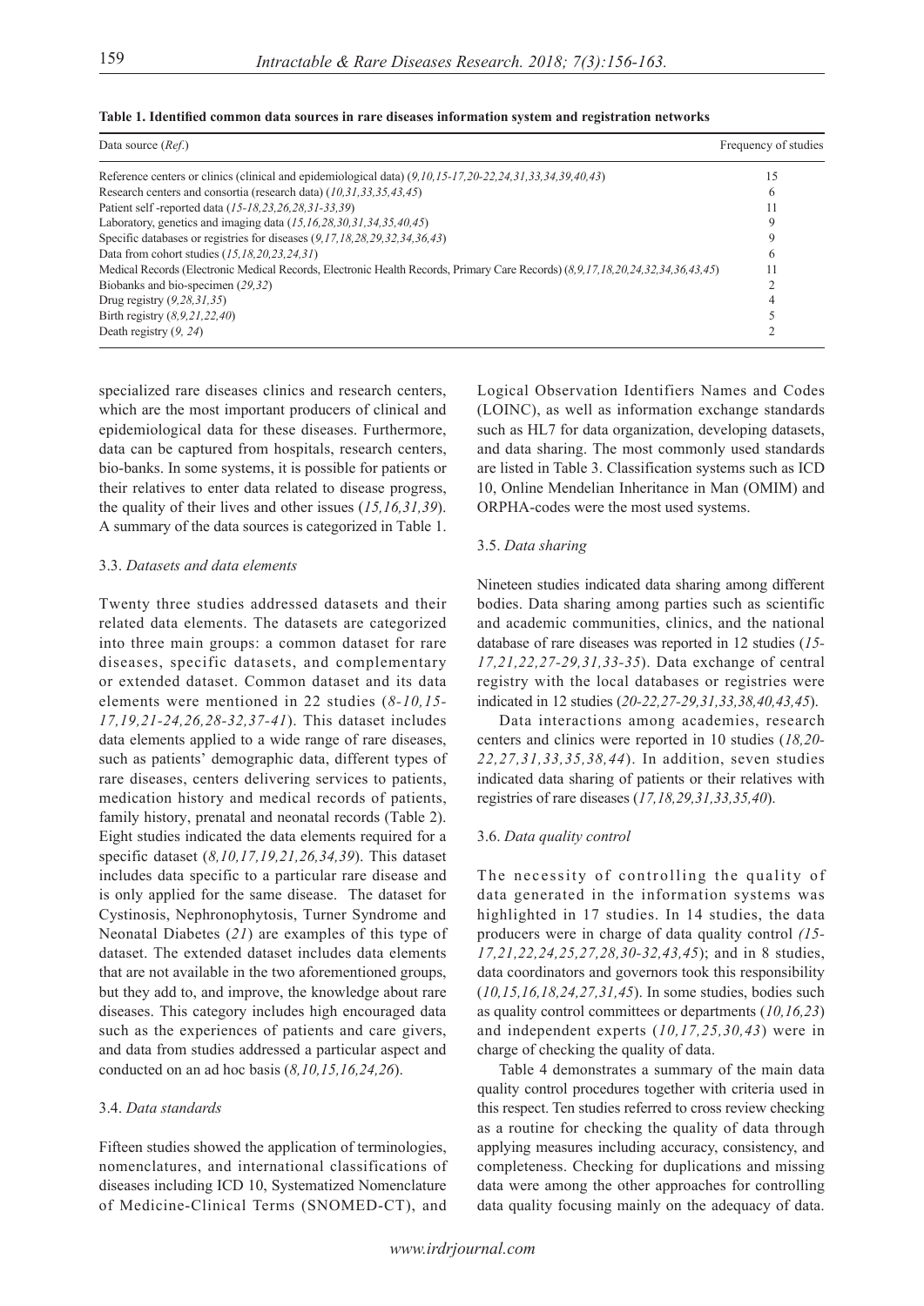**Table 1. Identified common data sources in rare diseases information system and registration networks**

| Data source (*Ref.*) | Frequency of studies |
|---|---|
| Reference centers or clinics (clinical and epidemiological data) (*9,10,15-17,20-22,24,31,33,34,39,40,43*) | 15 |
| Research centers and consortia (research data) (*10,31,33,35,43,45*) | 6 |
| Patient self -reported data (*15-18,23,26,28,31-33,39*) | 11 |
| Laboratory, genetics and imaging data (*15,16,28,30,31,34,35,40,45*) | 9 |
| Specific databases or registries for diseases (*9,17,18,28,29,32,34,36,43*) | 9 |
| Data from cohort studies (*15,18,20,23,24,31*) | 6 |
| Medical Records (Electronic Medical Records, Electronic Health Records, Primary Care Records) (*8,9,17,18,20,24,32,34,36,43,45*) | 11 |
| Biobanks and bio-specimen (*29,32*) | 2 |
| Drug registry (*9,28,31,35*) | 4 |
| Birth registry (*8,9,21,22,40*) | 5 |
| Death registry (*9, 24*) | 2 |

specialized rare diseases clinics and research centers, which are the most important producers of clinical and epidemiological data for these diseases. Furthermore, data can be captured from hospitals, research centers, bio-banks. In some systems, it is possible for patients or their relatives to enter data related to disease progress, the quality of their lives and other issues (*15,16,31,39*). A summary of the data sources is categorized in Table 1.

### 3.3. *Datasets and data elements*

Twenty three studies addressed datasets and their related data elements. The datasets are categorized into three main groups: a common dataset for rare diseases, specific datasets, and complementary or extended dataset. Common dataset and its data elements were mentioned in 22 studies (*8-10,15-17,19,21-24,26,28-32,37-41*). This dataset includes data elements applied to a wide range of rare diseases, such as patients' demographic data, different types of rare diseases, centers delivering services to patients, medication history and medical records of patients, family history, prenatal and neonatal records (Table 2). Eight studies indicated the data elements required for a specific dataset (*8,10,17,19,21,26,34,39*). This dataset includes data specific to a particular rare disease and is only applied for the same disease. The dataset for Cystinosis, Nephronophytosis, Turner Syndrome and Neonatal Diabetes (*21*) are examples of this type of dataset. The extended dataset includes data elements that are not available in the two aforementioned groups, but they add to, and improve, the knowledge about rare diseases. This category includes high encouraged data such as the experiences of patients and care givers, and data from studies addressed a particular aspect and conducted on an ad hoc basis (*8,10,15,16,24,26*).

### 3.4. *Data standards*

Fifteen studies showed the application of terminologies, nomenclatures, and international classifications of diseases including ICD 10, Systematized Nomenclature of Medicine-Clinical Terms (SNOMED-CT), and Logical Observation Identifiers Names and Codes (LOINC), as well as information exchange standards such as HL7 for data organization, developing datasets, and data sharing. The most commonly used standards are listed in Table 3. Classification systems such as ICD 10, Online Mendelian Inheritance in Man (OMIM) and ORPHA-codes were the most used systems.

### 3.5. *Data sharing*

Nineteen studies indicated data sharing among different bodies. Data sharing among parties such as scientific and academic communities, clinics, and the national database of rare diseases was reported in 12 studies (*15-17,21,22,27-29,31,33-35*). Data exchange of central registry with the local databases or registries were indicated in 12 studies (*20-22,27-29,31,33,38,40,43,45*).

Data interactions among academies, research centers and clinics were reported in 10 studies (*18,20-22,27,31,33,35,38,44*). In addition, seven studies indicated data sharing of patients or their relatives with registries of rare diseases (*17,18,29,31,33,35,40*).

### 3.6. *Data quality control*

The necessity of controlling the quality of data generated in the information systems was highlighted in 17 studies. In 14 studies, the data producers were in charge of data quality control *(15-17,21,22,24,25,27,28,30-32,43,45*); and in 8 studies, data coordinators and governors took this responsibility (*10,15,16,18,24,27,31,45*). In some studies, bodies such as quality control committees or departments (*10,16,23*) and independent experts (*10,17,25,30,43*) were in charge of checking the quality of data.

Table 4 demonstrates a summary of the main data quality control procedures together with criteria used in this respect. Ten studies referred to cross review checking as a routine for checking the quality of data through applying measures including accuracy, consistency, and completeness. Checking for duplications and missing data were among the other approaches for controlling data quality focusing mainly on the adequacy of data.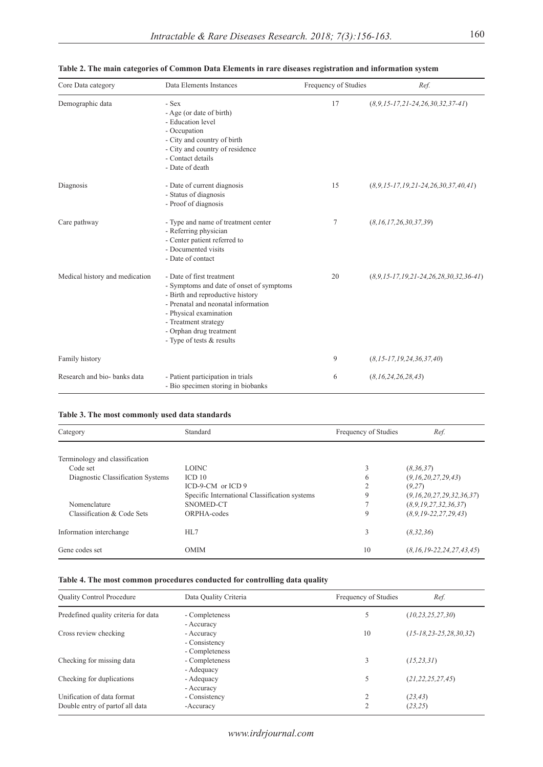**Table 2. The main categories of Common Data Elements in rare diseases registration and information system**

| Core Data category | Data Elements Instances | Frequency of Studies | Ref. |
|---|---|---|---|
| Demographic data | - Sex<br>- Age (or date of birth)<br>- Education level<br>- Occupation<br>- City and country of birth<br>- City and country of residence<br>- Contact details<br>- Date of death | 17 | (*8,9,15-17,21-24,26,30,32,37-41*) |
| Diagnosis | - Date of current diagnosis<br>- Status of diagnosis<br>- Proof of diagnosis | 15 | (*8,9,15-17,19,21-24,26,30,37,40,41*) |
| Care pathway | - Type and name of treatment center<br>- Referring physician<br>- Center patient referred to<br>- Documented visits<br>- Date of contact | 7 | (*8,16,17,26,30,37,39*) |
| Medical history and medication | - Date of first treatment<br>- Symptoms and date of onset of symptoms<br>- Birth and reproductive history<br>- Prenatal and neonatal information<br>- Physical examination<br>- Treatment strategy<br>- Orphan drug treatment<br>- Type of tests & results | 20 | (*8,9,15-17,19,21-24,26,28,30,32,36-41*) |
| Family history | | 9 | (*8,15-17,19,24,36,37,40*) |
| Research and bio- banks data | - Patient participation in trials<br>- Bio specimen storing in biobanks | 6 | (*8,16,24,26,28,43*) |

**Table 3. The most commonly used data standards**

| Category | Standard | Frequency of Studies | Ref. |
|---|---|---|---|
| Terminology and classification | | | |
| Code set | LOINC | 3 | (*8,36,37*) |
| Diagnostic Classification Systems | ICD 10 | 6 | (*9,16,20,27,29,43*) |
| | ICD-9-CM or ICD 9 | 2 | (*9,27*) |
| | Specific International Classification systems | 9 | (*9,16,20,27,29,32,36,37*) |
| Nomenclature | SNOMED-CT | 7 | (*8,9,19,27,32,36,37*) |
| Classification & Code Sets | ORPHA-codes | 9 | (*8,9,19-22,27,29,43*) |
| Information interchange | HL7 | 3 | (*8,32,36*) |
| Gene codes set | OMIM | 10 | (*8,16,19-22,24,27,43,45*) |

**Table 4. The most common procedures conducted for controlling data quality**

| Quality Control Procedure | Data Quality Criteria | Frequency of Studies | Ref. |
|---|---|---|---|
| Predefined quality criteria for data | - Completeness<br>- Accuracy | 5 | (*10,23,25,27,30*) |
| Cross review checking | - Accuracy<br>- Consistency<br>- Completeness | 10 | (*15-18,23-25,28,30,32*) |
| Checking for missing data | - Completeness<br>- Adequacy | 3 | (*15,23,31*) |
| Checking for duplications | - Adequacy<br>- Accuracy | 5 | (*21,22,25,27,45*) |
| Unification of data format | - Consistency | 2 | (*23,43*) |
| Double entry of partof all data | -Accuracy | 2 | (*23,25*) |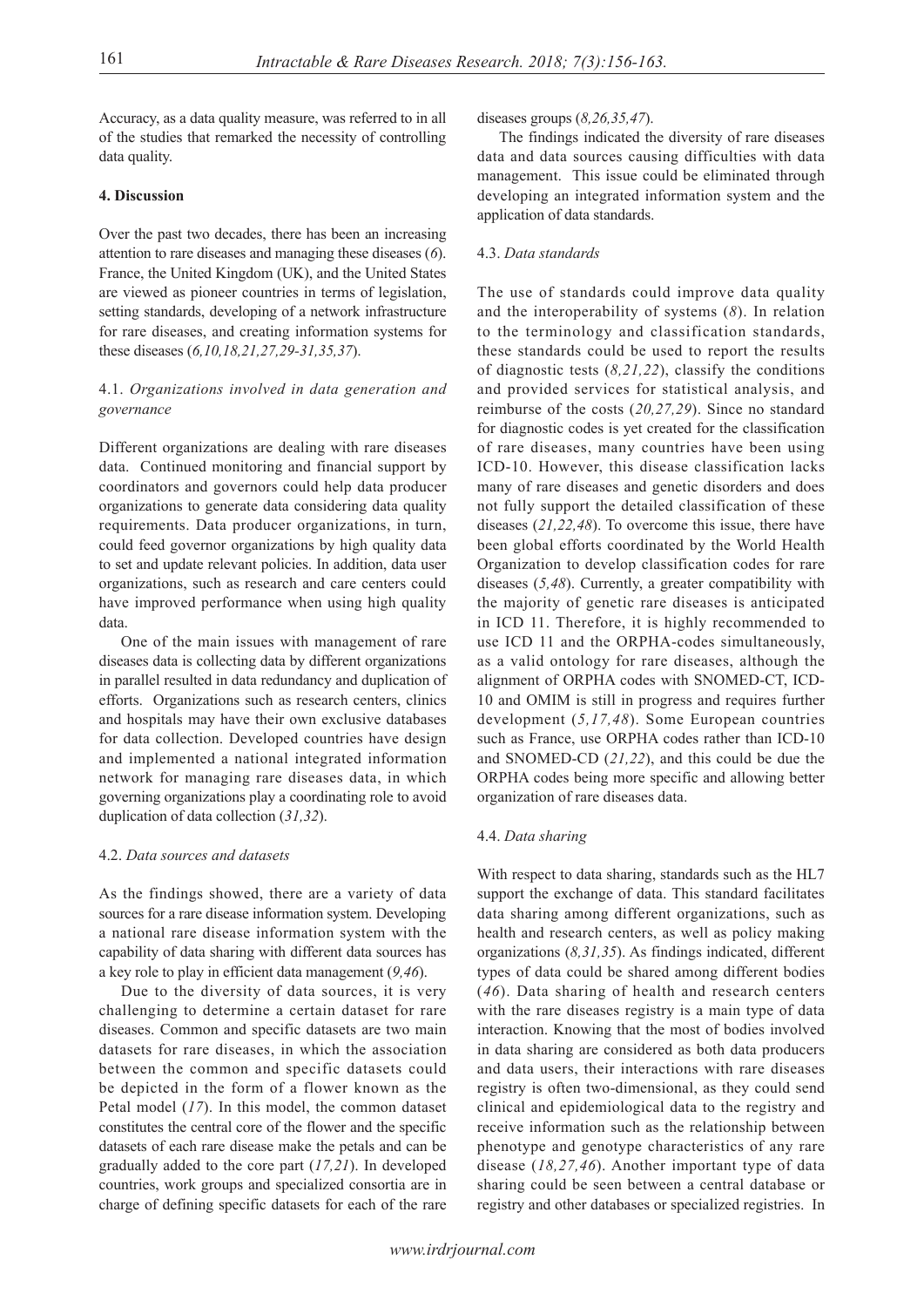Accuracy, as a data quality measure, was referred to in all of the studies that remarked the necessity of controlling data quality.

## 4. Discussion

Over the past two decades, there has been an increasing attention to rare diseases and managing these diseases (*6*). France, the United Kingdom (UK), and the United States are viewed as pioneer countries in terms of legislation, setting standards, developing of a network infrastructure for rare diseases, and creating information systems for these diseases (*6,10,18,21,27,29-31,35,37*).

### 4.1. *Organizations involved in data generation and governance*

Different organizations are dealing with rare diseases data. Continued monitoring and financial support by coordinators and governors could help data producer organizations to generate data considering data quality requirements. Data producer organizations, in turn, could feed governor organizations by high quality data to set and update relevant policies. In addition, data user organizations, such as research and care centers could have improved performance when using high quality data.

One of the main issues with management of rare diseases data is collecting data by different organizations in parallel resulted in data redundancy and duplication of efforts. Organizations such as research centers, clinics and hospitals may have their own exclusive databases for data collection. Developed countries have design and implemented a national integrated information network for managing rare diseases data, in which governing organizations play a coordinating role to avoid duplication of data collection (*31,32*).

### 4.2. *Data sources and datasets*

As the findings showed, there are a variety of data sources for a rare disease information system. Developing a national rare disease information system with the capability of data sharing with different data sources has a key role to play in efficient data management (*9,46*).

Due to the diversity of data sources, it is very challenging to determine a certain dataset for rare diseases. Common and specific datasets are two main datasets for rare diseases, in which the association between the common and specific datasets could be depicted in the form of a flower known as the Petal model (*17*). In this model, the common dataset constitutes the central core of the flower and the specific datasets of each rare disease make the petals and can be gradually added to the core part (*17,21*). In developed countries, work groups and specialized consortia are in charge of defining specific datasets for each of the rare diseases groups (*8,26,35,47*).

The findings indicated the diversity of rare diseases data and data sources causing difficulties with data management. This issue could be eliminated through developing an integrated information system and the application of data standards.

### 4.3. *Data standards*

The use of standards could improve data quality and the interoperability of systems (*8*). In relation to the terminology and classification standards, these standards could be used to report the results of diagnostic tests (*8,21,22*), classify the conditions and provided services for statistical analysis, and reimburse of the costs (*20,27,29*). Since no standard for diagnostic codes is yet created for the classification of rare diseases, many countries have been using ICD-10. However, this disease classification lacks many of rare diseases and genetic disorders and does not fully support the detailed classification of these diseases (*21,22,48*). To overcome this issue, there have been global efforts coordinated by the World Health Organization to develop classification codes for rare diseases (*5,48*). Currently, a greater compatibility with the majority of genetic rare diseases is anticipated in ICD 11. Therefore, it is highly recommended to use ICD 11 and the ORPHA-codes simultaneously, as a valid ontology for rare diseases, although the alignment of ORPHA codes with SNOMED-CT, ICD-10 and OMIM is still in progress and requires further development (*5,17,48*). Some European countries such as France, use ORPHA codes rather than ICD-10 and SNOMED-CD (*21,22*), and this could be due the ORPHA codes being more specific and allowing better organization of rare diseases data.

### 4.4. *Data sharing*

With respect to data sharing, standards such as the HL7 support the exchange of data. This standard facilitates data sharing among different organizations, such as health and research centers, as well as policy making organizations (*8,31,35*). As findings indicated, different types of data could be shared among different bodies (*46*). Data sharing of health and research centers with the rare diseases registry is a main type of data interaction. Knowing that the most of bodies involved in data sharing are considered as both data producers and data users, their interactions with rare diseases registry is often two-dimensional, as they could send clinical and epidemiological data to the registry and receive information such as the relationship between phenotype and genotype characteristics of any rare disease (*18,27,46*). Another important type of data sharing could be seen between a central database or registry and other databases or specialized registries. In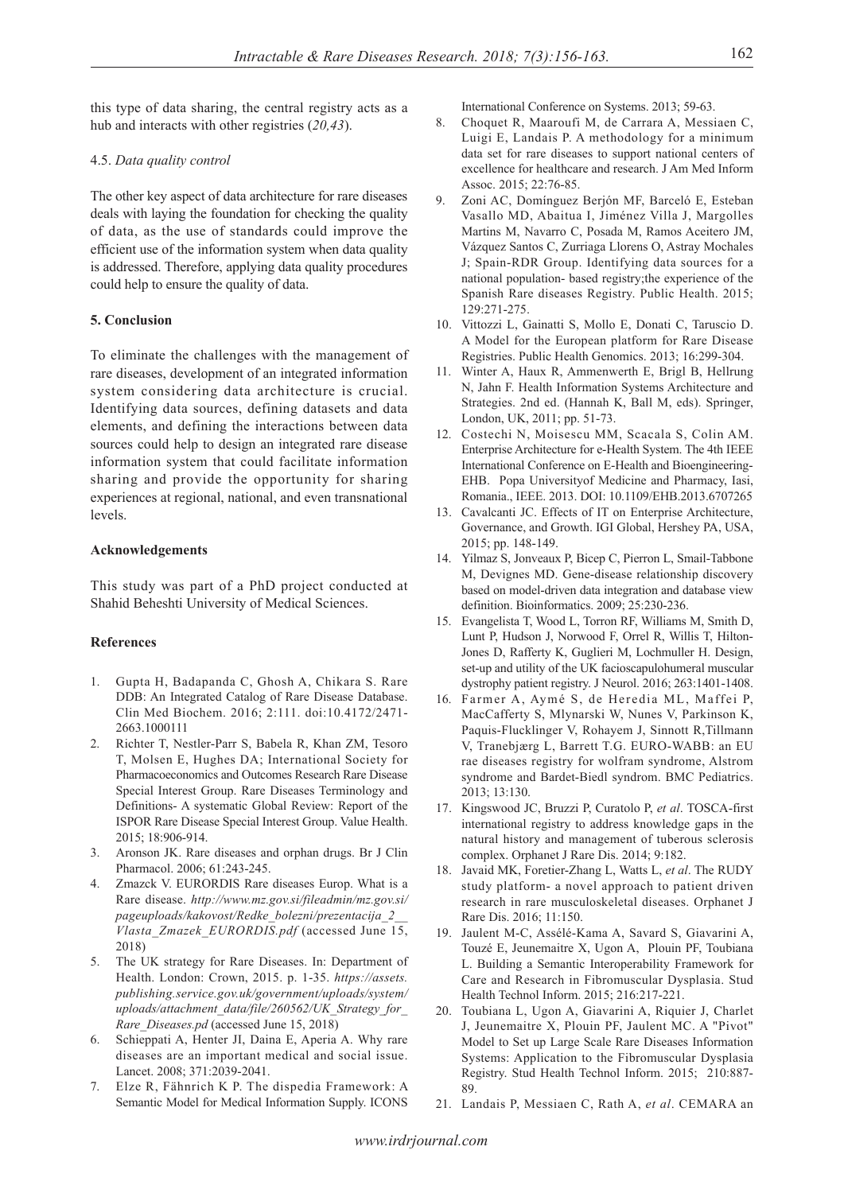this type of data sharing, the central registry acts as a hub and interacts with other registries (*20,43*).

### 4.5. *Data quality control*

The other key aspect of data architecture for rare diseases deals with laying the foundation for checking the quality of data, as the use of standards could improve the efficient use of the information system when data quality is addressed. Therefore, applying data quality procedures could help to ensure the quality of data.

## 5. Conclusion

To eliminate the challenges with the management of rare diseases, development of an integrated information system considering data architecture is crucial. Identifying data sources, defining datasets and data elements, and defining the interactions between data sources could help to design an integrated rare disease information system that could facilitate information sharing and provide the opportunity for sharing experiences at regional, national, and even transnational levels.

## Acknowledgements

This study was part of a PhD project conducted at Shahid Beheshti University of Medical Sciences.

## References

1. Gupta H, Badapanda C, Ghosh A, Chikara S. Rare DDB: An Integrated Catalog of Rare Disease Database. Clin Med Biochem. 2016; 2:111. doi:10.4172/2471-2663.1000111
2. Richter T, Nestler-Parr S, Babela R, Khan ZM, Tesoro T, Molsen E, Hughes DA; International Society for Pharmacoeconomics and Outcomes Research Rare Disease Special Interest Group. Rare Diseases Terminology and Definitions- A systematic Global Review: Report of the ISPOR Rare Disease Special Interest Group. Value Health. 2015; 18:906-914.
3. Aronson JK. Rare diseases and orphan drugs. Br J Clin Pharmacol. 2006; 61:243-245.
4. Zmazck V. EURORDIS Rare diseases Europ. What is a Rare disease. *http://www.mz.gov.si/fileadmin/mz.gov.si/pageuploads/kakovost/Redke_bolezni/prezentacija_2__Vlasta_Zmazek_EURORDIS.pdf* (accessed June 15, 2018)
5. The UK strategy for Rare Diseases. In: Department of Health. London: Crown, 2015. p. 1-35. *https://assets.publishing.service.gov.uk/government/uploads/system/uploads/attachment_data/file/260562/UK_Strategy_for_Rare_Diseases.pd* (accessed June 15, 2018)
6. Schieppati A, Henter JI, Daina E, Aperia A. Why rare diseases are an important medical and social issue. Lancet. 2008; 371:2039-2041.
7. Elze R, Fähnrich K P. The dispedia Framework: A Semantic Model for Medical Information Supply. ICONS International Conference on Systems. 2013; 59-63.
8. Choquet R, Maaroufi M, de Carrara A, Messiaen C, Luigi E, Landais P. A methodology for a minimum data set for rare diseases to support national centers of excellence for healthcare and research. J Am Med Inform Assoc. 2015; 22:76-85.
9. Zoni AC, Domínguez Berjón MF, Barceló E, Esteban Vasallo MD, Abaitua I, Jiménez Villa J, Margolles Martins M, Navarro C, Posada M, Ramos Aceitero JM, Vázquez Santos C, Zurriaga Llorens O, Astray Mochales J; Spain-RDR Group. Identifying data sources for a national population- based registry;the experience of the Spanish Rare diseases Registry. Public Health. 2015; 129:271-275.
10. Vittozzi L, Gainatti S, Mollo E, Donati C, Taruscio D. A Model for the European platform for Rare Disease Registries. Public Health Genomics. 2013; 16:299-304.
11. Winter A, Haux R, Ammenwerth E, Brigl B, Hellrung N, Jahn F. Health Information Systems Architecture and Strategies. 2nd ed. (Hannah K, Ball M, eds). Springer, London, UK, 2011; pp. 51-73.
12. Costechi N, Moisescu MM, Scacala S, Colin AM. Enterprise Architecture for e-Health System. The 4th IEEE International Conference on E-Health and Bioengineering-EHB. Popa Universityof Medicine and Pharmacy, Iasi, Romania., IEEE. 2013. DOI: 10.1109/EHB.2013.6707265
13. Cavalcanti JC. Effects of IT on Enterprise Architecture, Governance, and Growth. IGI Global, Hershey PA, USA, 2015; pp. 148-149.
14. Yilmaz S, Jonveaux P, Bicep C, Pierron L, Smail-Tabbone M, Devignes MD. Gene-disease relationship discovery based on model-driven data integration and database view definition. Bioinformatics. 2009; 25:230-236.
15. Evangelista T, Wood L, Torron RF, Williams M, Smith D, Lunt P, Hudson J, Norwood F, Orrel R, Willis T, Hilton-Jones D, Rafferty K, Guglieri M, Lochmuller H. Design, set-up and utility of the UK facioscapulohumeral muscular dystrophy patient registry. J Neurol. 2016; 263:1401-1408.
16. Farmer A, Aymé S, de Heredia ML, Maffei P, MacCafferty S, Mlynarski W, Nunes V, Parkinson K, Paquis-Flucklinger V, Rohayem J, Sinnott R,Tillmann V, Tranebjærg L, Barrett T.G. EURO-WABB: an EU rae diseases registry for wolfram syndrome, Alstrom syndrome and Bardet-Biedl syndrom. BMC Pediatrics. 2013; 13:130.
17. Kingswood JC, Bruzzi P, Curatolo P, *et al*. TOSCA-first international registry to address knowledge gaps in the natural history and management of tuberous sclerosis complex. Orphanet J Rare Dis. 2014; 9:182.
18. Javaid MK, Foretier-Zhang L, Watts L, *et al*. The RUDY study platform- a novel approach to patient driven research in rare musculoskeletal diseases. Orphanet J Rare Dis. 2016; 11:150.
19. Jaulent M-C, Assélé-Kama A, Savard S, Giavarini A, Touzé E, Jeunemaitre X, Ugon A, Plouin PF, Toubiana L. Building a Semantic Interoperability Framework for Care and Research in Fibromuscular Dysplasia. Stud Health Technol Inform. 2015; 216:217-221.
20. Toubiana L, Ugon A, Giavarini A, Riquier J, Charlet J, Jeunemaitre X, Plouin PF, Jaulent MC. A "Pivot" Model to Set up Large Scale Rare Diseases Information Systems: Application to the Fibromuscular Dysplasia Registry. Stud Health Technol Inform. 2015; 210:887-89.
21. Landais P, Messiaen C, Rath A, *et al*. CEMARA an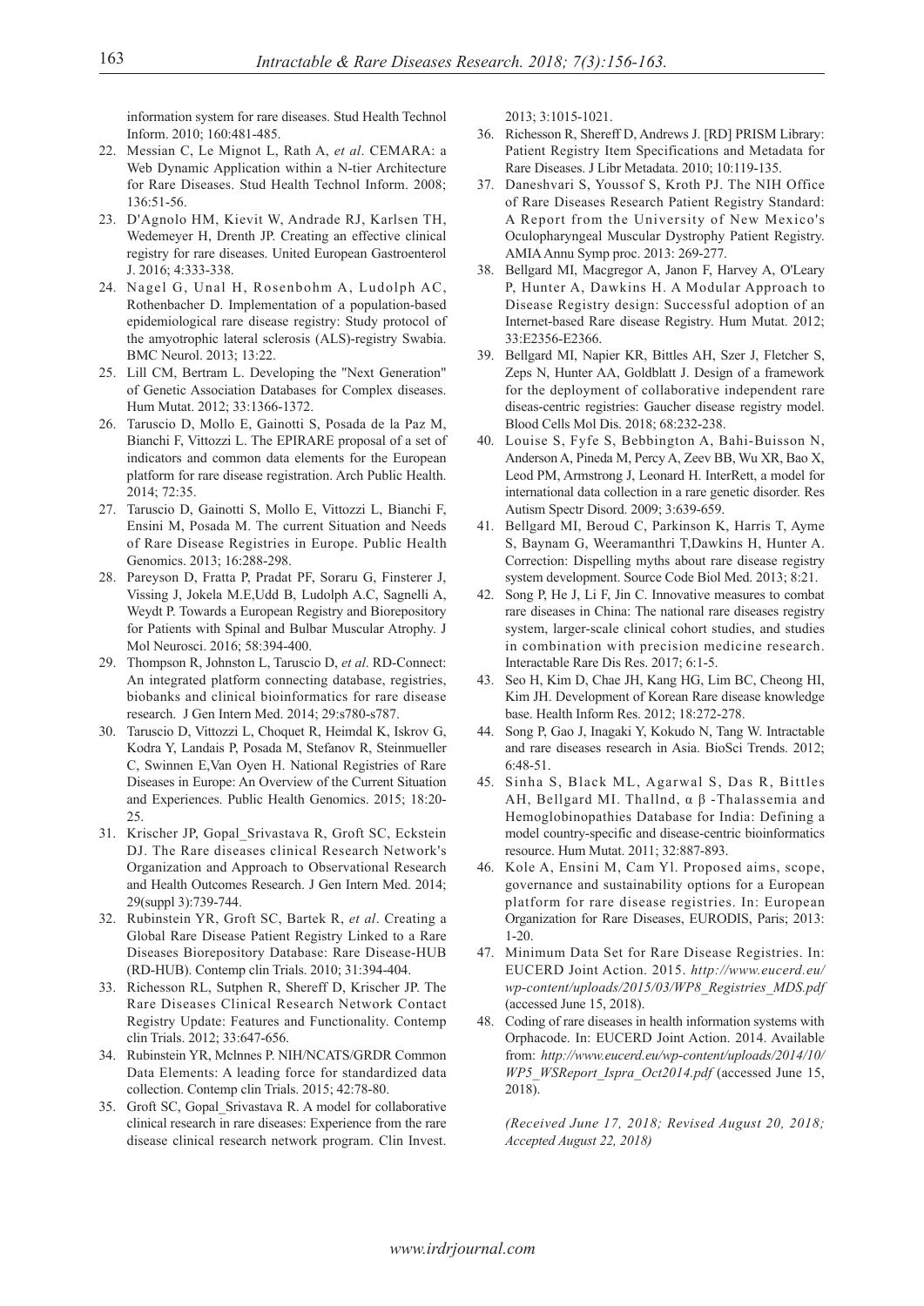information system for rare diseases. Stud Health Technol Inform. 2010; 160:481-485.

22. Messian C, Le Mignot L, Rath A, *et al*. CEMARA: a Web Dynamic Application within a N-tier Architecture for Rare Diseases. Stud Health Technol Inform. 2008; 136:51-56.
23. D'Agnolo HM, Kievit W, Andrade RJ, Karlsen TH, Wedemeyer H, Drenth JP. Creating an effective clinical registry for rare diseases. United European Gastroenterol J. 2016; 4:333-338.
24. Nagel G, Unal H, Rosenbohm A, Ludolph AC, Rothenbacher D. Implementation of a population-based epidemiological rare disease registry: Study protocol of the amyotrophic lateral sclerosis (ALS)-registry Swabia. BMC Neurol. 2013; 13:22.
25. Lill CM, Bertram L. Developing the "Next Generation" of Genetic Association Databases for Complex diseases. Hum Mutat. 2012; 33:1366-1372.
26. Taruscio D, Mollo E, Gainotti S, Posada de la Paz M, Bianchi F, Vittozzi L. The EPIRARE proposal of a set of indicators and common data elements for the European platform for rare disease registration. Arch Public Health. 2014; 72:35.
27. Taruscio D, Gainotti S, Mollo E, Vittozzi L, Bianchi F, Ensini M, Posada M. The current Situation and Needs of Rare Disease Registries in Europe. Public Health Genomics. 2013; 16:288-298.
28. Pareyson D, Fratta P, Pradat PF, Soraru G, Finsterer J, Vissing J, Jokela M.E,Udd B, Ludolph A.C, Sagnelli A, Weydt P. Towards a European Registry and Biorepository for Patients with Spinal and Bulbar Muscular Atrophy. J Mol Neurosci. 2016; 58:394-400.
29. Thompson R, Johnston L, Taruscio D, *et al*. RD-Connect: An integrated platform connecting database, registries, biobanks and clinical bioinformatics for rare disease research. J Gen Intern Med. 2014; 29:s780-s787.
30. Taruscio D, Vittozzi L, Choquet R, Heimdal K, Iskrov G, Kodra Y, Landais P, Posada M, Stefanov R, Steinmueller C, Swinnen E,Van Oyen H. National Registries of Rare Diseases in Europe: An Overview of the Current Situation and Experiences. Public Health Genomics. 2015; 18:20-25.
31. Krischer JP, Gopal_Srivastava R, Groft SC, Eckstein DJ. The Rare diseases clinical Research Network's Organization and Approach to Observational Research and Health Outcomes Research. J Gen Intern Med. 2014; 29(suppl 3):739-744.
32. Rubinstein YR, Groft SC, Bartek R, *et al*. Creating a Global Rare Disease Patient Registry Linked to a Rare Diseases Biorepository Database: Rare Disease-HUB (RD-HUB). Contemp clin Trials. 2010; 31:394-404.
33. Richesson RL, Sutphen R, Shereff D, Krischer JP. The Rare Diseases Clinical Research Network Contact Registry Update: Features and Functionality. Contemp clin Trials. 2012; 33:647-656.
34. Rubinstein YR, Mclnnes P. NIH/NCATS/GRDR Common Data Elements: A leading force for standardized data collection. Contemp clin Trials. 2015; 42:78-80.
35. Groft SC, Gopal_Srivastava R. A model for collaborative clinical research in rare diseases: Experience from the rare disease clinical research network program. Clin Invest. 2013; 3:1015-1021.
36. Richesson R, Shereff D, Andrews J. [RD] PRISM Library: Patient Registry Item Specifications and Metadata for Rare Diseases. J Libr Metadata. 2010; 10:119-135.
37. Daneshvari S, Youssof S, Kroth PJ. The NIH Office of Rare Diseases Research Patient Registry Standard: A Report from the University of New Mexico's Oculopharyngeal Muscular Dystrophy Patient Registry. AMIA Annu Symp proc. 2013: 269-277.
38. Bellgard MI, Macgregor A, Janon F, Harvey A, O'Leary P, Hunter A, Dawkins H. A Modular Approach to Disease Registry design: Successful adoption of an Internet-based Rare disease Registry. Hum Mutat. 2012; 33:E2356-E2366.
39. Bellgard MI, Napier KR, Bittles AH, Szer J, Fletcher S, Zeps N, Hunter AA, Goldblatt J. Design of a framework for the deployment of collaborative independent rare diseas-centric registries: Gaucher disease registry model. Blood Cells Mol Dis. 2018; 68:232-238.
40. Louise S, Fyfe S, Bebbington A, Bahi-Buisson N, Anderson A, Pineda M, Percy A, Zeev BB, Wu XR, Bao X, Leod PM, Armstrong J, Leonard H. InterRett, a model for international data collection in a rare genetic disorder. Res Autism Spectr Disord. 2009; 3:639-659.
41. Bellgard MI, Beroud C, Parkinson K, Harris T, Ayme S, Baynam G, Weeramanthri T,Dawkins H, Hunter A. Correction: Dispelling myths about rare disease registry system development. Source Code Biol Med. 2013; 8:21.
42. Song P, He J, Li F, Jin C. Innovative measures to combat rare diseases in China: The national rare diseases registry system, larger-scale clinical cohort studies, and studies in combination with precision medicine research. Interactable Rare Dis Res. 2017; 6:1-5.
43. Seo H, Kim D, Chae JH, Kang HG, Lim BC, Cheong HI, Kim JH. Development of Korean Rare disease knowledge base. Health Inform Res. 2012; 18:272-278.
44. Song P, Gao J, Inagaki Y, Kokudo N, Tang W. Intractable and rare diseases research in Asia. BioSci Trends. 2012; 6:48-51.
45. Sinha S, Black ML, Agarwal S, Das R, Bittles AH, Bellgard MI. Thallnd, α β -Thalassemia and Hemoglobinopathies Database for India: Defining a model country-specific and disease-centric bioinformatics resource. Hum Mutat. 2011; 32:887-893.
46. Kole A, Ensini M, Cam Yl. Proposed aims, scope, governance and sustainability options for a European platform for rare disease registries. In: European Organization for Rare Diseases, EURODIS, Paris; 2013: 1-20.
47. Minimum Data Set for Rare Disease Registries. In: EUCERD Joint Action. 2015. *http://www.eucerd.eu/wp-content/uploads/2015/03/WP8_Registries_MDS.pdf* (accessed June 15, 2018).
48. Coding of rare diseases in health information systems with Orphacode. In: EUCERD Joint Action. 2014. Available from: *http://www.eucerd.eu/wp-content/uploads/2014/10/WP5_WSReport_Ispra_Oct2014.pdf* (accessed June 15, 2018).

*(Received June 17, 2018; Revised August 20, 2018; Accepted August 22, 2018)*